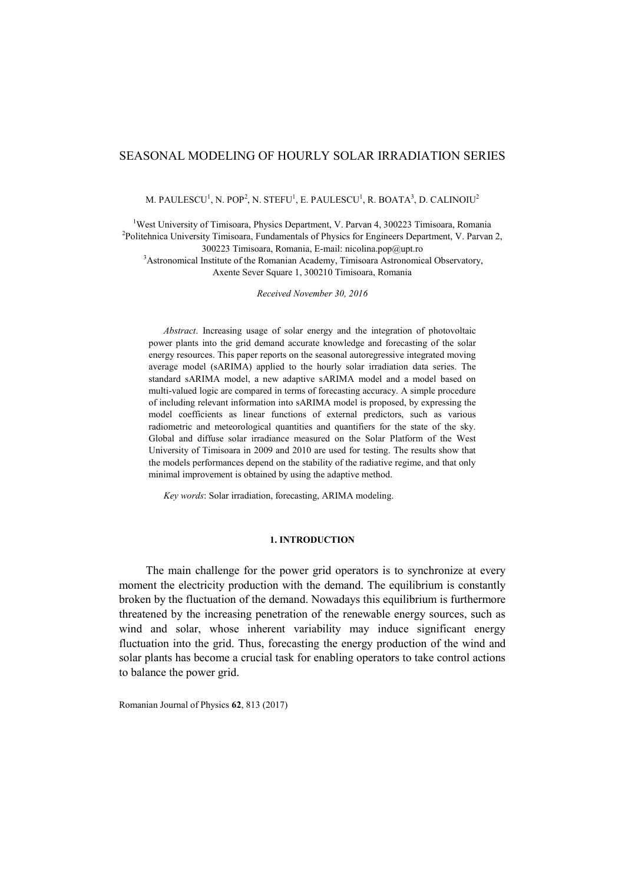# SEASONAL MODELING OF HOURLY SOLAR IRRADIATION SERIES

M. PAULESCU[1], N. POP[2], N. STEFU[1], E. PAULESCU[1], R. BOATA[3], D. CALINOIU[2]

[1]West University of Timisoara, Physics Department, V. Parvan 4, 300223 Timisoara, Romania
[2]Politehnica University Timisoara, Fundamentals of Physics for Engineers Department, V. Parvan 2, 300223 Timisoara, Romania, E-mail: nicolina.pop@upt.ro
[3]Astronomical Institute of the Romanian Academy, Timisoara Astronomical Observatory, Axente Sever Square 1, 300210 Timisoara, Romania

*Received November 30, 2016*

*Abstract*. Increasing usage of solar energy and the integration of photovoltaic power plants into the grid demand accurate knowledge and forecasting of the solar energy resources. This paper reports on the seasonal autoregressive integrated moving average model (sARIMA) applied to the hourly solar irradiation data series. The standard sARIMA model, a new adaptive sARIMA model and a model based on multi-valued logic are compared in terms of forecasting accuracy. A simple procedure of including relevant information into sARIMA model is proposed, by expressing the model coefficients as linear functions of external predictors, such as various radiometric and meteorological quantities and quantifiers for the state of the sky. Global and diffuse solar irradiance measured on the Solar Platform of the West University of Timisoara in 2009 and 2010 are used for testing. The results show that the models performances depend on the stability of the radiative regime, and that only minimal improvement is obtained by using the adaptive method.

*Key words*: Solar irradiation, forecasting, ARIMA modeling.

## 1. INTRODUCTION

The main challenge for the power grid operators is to synchronize at every moment the electricity production with the demand. The equilibrium is constantly broken by the fluctuation of the demand. Nowadays this equilibrium is furthermore threatened by the increasing penetration of the renewable energy sources, such as wind and solar, whose inherent variability may induce significant energy fluctuation into the grid. Thus, forecasting the energy production of the wind and solar plants has become a crucial task for enabling operators to take control actions to balance the power grid.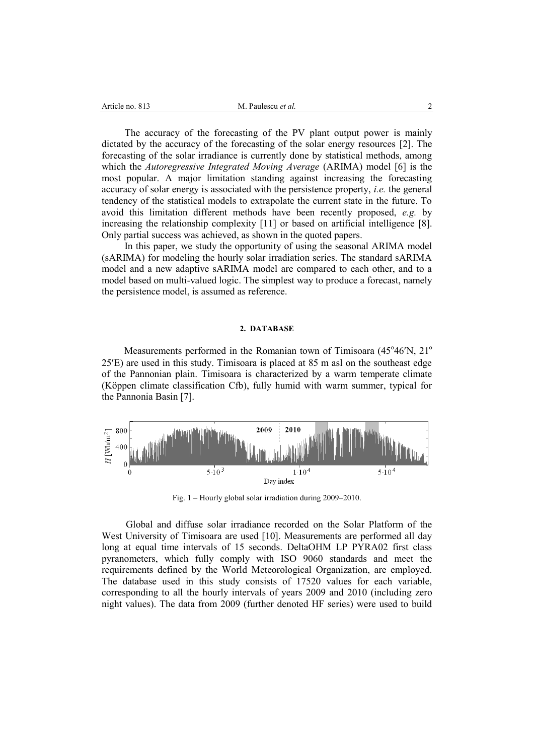The accuracy of the forecasting of the PV plant output power is mainly dictated by the accuracy of the forecasting of the solar energy resources [2]. The forecasting of the solar irradiance is currently done by statistical methods, among which the *Autoregressive Integrated Moving Average* (ARIMA) model [6] is the most popular. A major limitation standing against increasing the forecasting accuracy of solar energy is associated with the persistence property, *i.e.* the general tendency of the statistical models to extrapolate the current state in the future. To avoid this limitation different methods have been recently proposed, *e.g.* by increasing the relationship complexity [11] or based on artificial intelligence [8]. Only partial success was achieved, as shown in the quoted papers.

In this paper, we study the opportunity of using the seasonal ARIMA model (sARIMA) for modeling the hourly solar irradiation series. The standard sARIMA model and a new adaptive sARIMA model are compared to each other, and to a model based on multi-valued logic. The simplest way to produce a forecast, namely the persistence model, is assumed as reference.

## 2. DATABASE

Measurements performed in the Romanian town of Timisoara (45°46′N, 21° 25′E) are used in this study. Timisoara is placed at 85 m asl on the southeast edge of the Pannonian plain. Timisoara is characterized by a warm temperate climate (Köppen climate classification Cfb), fully humid with warm summer, typical for the Pannonia Basin [7].

$H$ [Wh/m$^2$]
800
400
0
0
$5 \cdot 10^3$
$1 \cdot 10^4$
$5 \cdot 10^4$
Day index
2009
2010

Fig. 1 – Hourly global solar irradiation during 2009–2010.

Global and diffuse solar irradiance recorded on the Solar Platform of the West University of Timisoara are used [10]. Measurements are performed all day long at equal time intervals of 15 seconds. DeltaOHM LP PYRA02 first class pyranometers, which fully comply with ISO 9060 standards and meet the requirements defined by the World Meteorological Organization, are employed. The database used in this study consists of 17520 values for each variable, corresponding to all the hourly intervals of years 2009 and 2010 (including zero night values). The data from 2009 (further denoted HF series) were used to build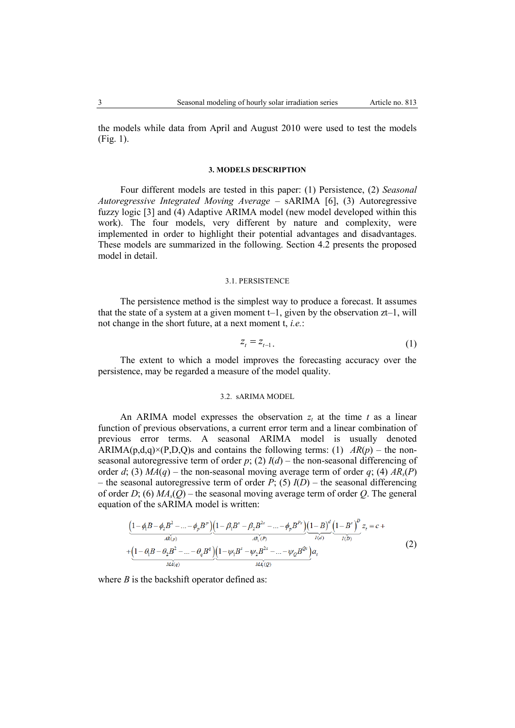the models while data from April and August 2010 were used to test the models (Fig. 1).

## 3. MODELS DESCRIPTION

Four different models are tested in this paper: (1) Persistence, (2) *Seasonal Autoregressive Integrated Moving Average* – sARIMA [6], (3) Autoregressive fuzzy logic [3] and (4) Adaptive ARIMA model (new model developed within this work). The four models, very different by nature and complexity, were implemented in order to highlight their potential advantages and disadvantages. These models are summarized in the following. Section 4.2 presents the proposed model in detail.

### 3.1. PERSISTENCE

The persistence method is the simplest way to produce a forecast. It assumes that the state of a system at a given moment t–1, given by the observation zt–1, will not change in the short future, at a next moment t, *i.e.*:

$$z_t = z_{t-1}. \tag{1}$$

The extent to which a model improves the forecasting accuracy over the persistence, may be regarded a measure of the model quality.

### 3.2. sARIMA MODEL

An ARIMA model expresses the observation $z_t$ at the time $t$ as a linear function of previous observations, a current error term and a linear combination of previous error terms. A seasonal ARIMA model is usually denoted ARIMA(p,d,q)×(P,D,Q)s and contains the following terms: (1) $AR(p)$ – the non-seasonal autoregressive term of order $p$; (2) $I(d)$ – the non-seasonal differencing of order $d$; (3) $MA(q)$ – the non-seasonal moving average term of order $q$; (4) $AR_s(P)$ – the seasonal autoregressive term of order $P$; (5) $I(D)$ – the seasonal differencing of order $D$; (6) $MA_s(Q)$ – the seasonal moving average term of order $Q$. The general equation of the sARIMA model is written:

$$\underbrace{\left(1-\phi_1 B-\phi_2 B^2-\ldots-\phi_p B^p\right)}_{AR(p)}\underbrace{\left(1-\beta_1 B^s-\beta_2 B^{2s}-\ldots-\phi_p B^{Ps}\right)}_{AR_s(P)}\underbrace{\left(1-B\right)^d}_{I(d)}\underbrace{\left(1-B^s\right)^D}_{I(D)} z_t = c + \\ +\underbrace{\left(1-\theta_1 B-\theta_2 B^2-\ldots-\theta_q B^q\right)}_{MA(q)}\underbrace{\left(1-\psi_1 B^s-\psi_2 B^{2s}-\ldots-\psi_Q B^{Qs}\right)}_{MA_s(Q)} a_t \tag{2}$$

where $B$ is the backshift operator defined as: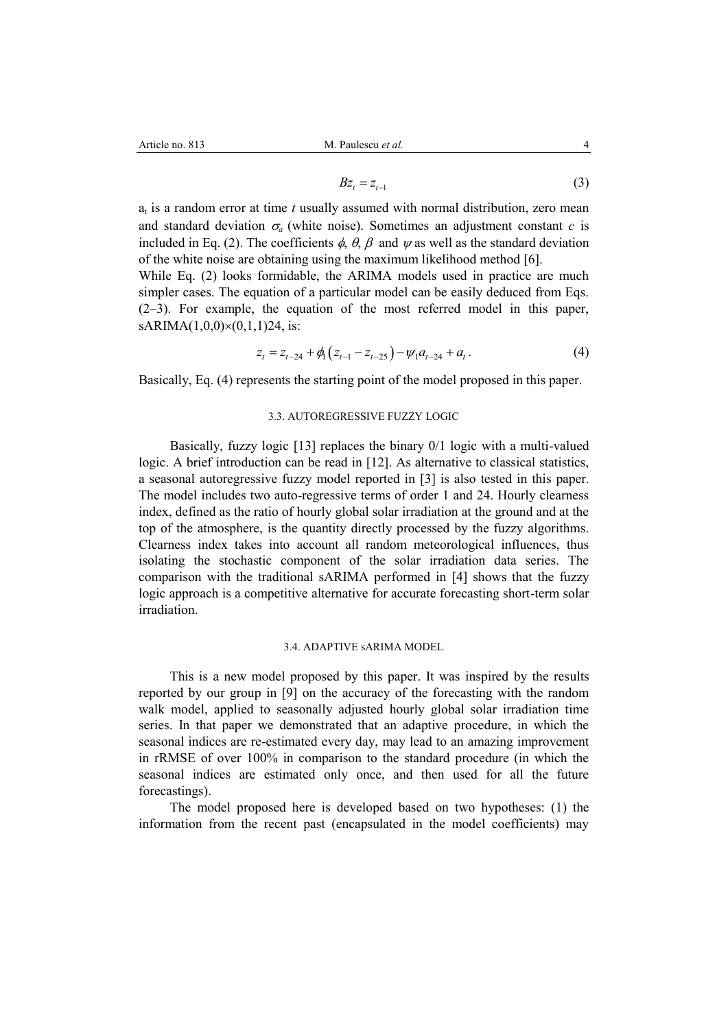$$Bz_t = z_{t-1} \tag{3}$$

$a_t$ is a random error at time $t$ usually assumed with normal distribution, zero mean and standard deviation $\sigma_a$ (white noise). Sometimes an adjustment constant $c$ is included in Eq. (2). The coefficients $\phi$, $\theta$, $\beta$ and $\psi$ as well as the standard deviation of the white noise are obtaining using the maximum likelihood method [6].

While Eq. (2) looks formidable, the ARIMA models used in practice are much simpler cases. The equation of a particular model can be easily deduced from Eqs. (2–3). For example, the equation of the most referred model in this paper, sARIMA(1,0,0)×(0,1,1)24, is:

$$z_t = z_{t-24} + \phi_1 \left( z_{t-1} - z_{t-25} \right) - \psi_1 a_{t-24} + a_t \,. \tag{4}$$

Basically, Eq. (4) represents the starting point of the model proposed in this paper.

### 3.3. AUTOREGRESSIVE FUZZY LOGIC

Basically, fuzzy logic [13] replaces the binary 0/1 logic with a multi-valued logic. A brief introduction can be read in [12]. As alternative to classical statistics, a seasonal autoregressive fuzzy model reported in [3] is also tested in this paper. The model includes two auto-regressive terms of order 1 and 24. Hourly clearness index, defined as the ratio of hourly global solar irradiation at the ground and at the top of the atmosphere, is the quantity directly processed by the fuzzy algorithms. Clearness index takes into account all random meteorological influences, thus isolating the stochastic component of the solar irradiation data series. The comparison with the traditional sARIMA performed in [4] shows that the fuzzy logic approach is a competitive alternative for accurate forecasting short-term solar irradiation.

### 3.4. ADAPTIVE sARIMA MODEL

This is a new model proposed by this paper. It was inspired by the results reported by our group in [9] on the accuracy of the forecasting with the random walk model, applied to seasonally adjusted hourly global solar irradiation time series. In that paper we demonstrated that an adaptive procedure, in which the seasonal indices are re-estimated every day, may lead to an amazing improvement in rRMSE of over 100% in comparison to the standard procedure (in which the seasonal indices are estimated only once, and then used for all the future forecastings).

The model proposed here is developed based on two hypotheses: (1) the information from the recent past (encapsulated in the model coefficients) may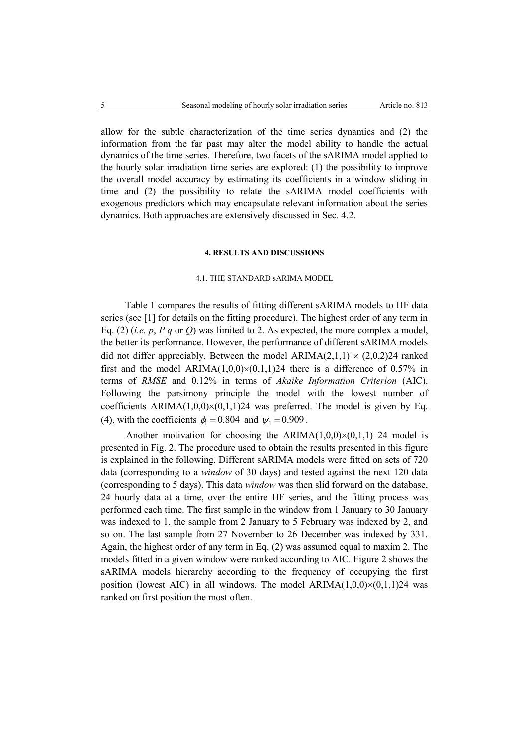allow for the subtle characterization of the time series dynamics and (2) the information from the far past may alter the model ability to handle the actual dynamics of the time series. Therefore, two facets of the sARIMA model applied to the hourly solar irradiation time series are explored: (1) the possibility to improve the overall model accuracy by estimating its coefficients in a window sliding in time and (2) the possibility to relate the sARIMA model coefficients with exogenous predictors which may encapsulate relevant information about the series dynamics. Both approaches are extensively discussed in Sec. 4.2.

## 4. RESULTS AND DISCUSSIONS

### 4.1. THE STANDARD sARIMA MODEL

Table 1 compares the results of fitting different sARIMA models to HF data series (see [1] for details on the fitting procedure). The highest order of any term in Eq. (2) (*i.e. p*, *P q* or *Q*) was limited to 2. As expected, the more complex a model, the better its performance. However, the performance of different sARIMA models did not differ appreciably. Between the model ARIMA(2,1,1) × (2,0,2)24 ranked first and the model ARIMA(1,0,0)×(0,1,1)24 there is a difference of 0.57% in terms of *RMSE* and 0.12% in terms of *Akaike Information Criterion* (AIC). Following the parsimony principle the model with the lowest number of coefficients ARIMA(1,0,0)×(0,1,1)24 was preferred. The model is given by Eq. (4), with the coefficients $\phi_1 = 0.804$ and $\psi_1 = 0.909$.

Another motivation for choosing the ARIMA(1,0,0)×(0,1,1) 24 model is presented in Fig. 2. The procedure used to obtain the results presented in this figure is explained in the following. Different sARIMA models were fitted on sets of 720 data (corresponding to a *window* of 30 days) and tested against the next 120 data (corresponding to 5 days). This data *window* was then slid forward on the database, 24 hourly data at a time, over the entire HF series, and the fitting process was performed each time. The first sample in the window from 1 January to 30 January was indexed to 1, the sample from 2 January to 5 February was indexed by 2, and so on. The last sample from 27 November to 26 December was indexed by 331. Again, the highest order of any term in Eq. (2) was assumed equal to maxim 2. The models fitted in a given window were ranked according to AIC. Figure 2 shows the sARIMA models hierarchy according to the frequency of occupying the first position (lowest AIC) in all windows. The model ARIMA(1,0,0)×(0,1,1)24 was ranked on first position the most often.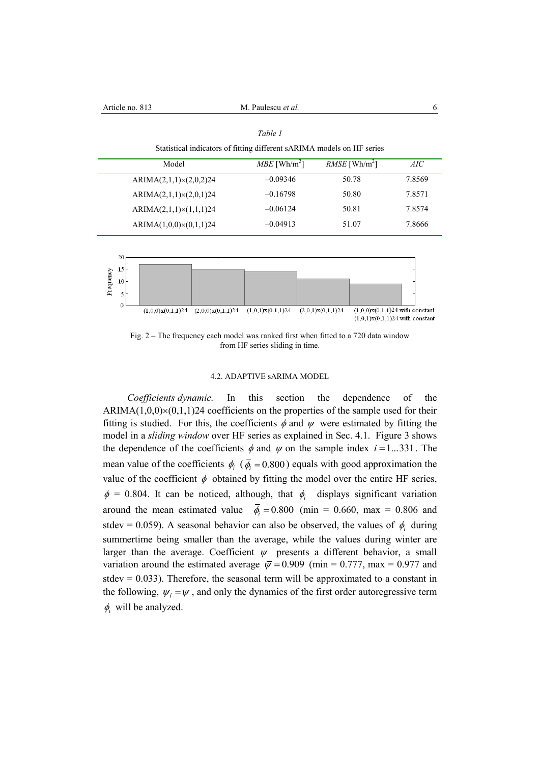*Table 1*

Statistical indicators of fitting different sARIMA models on HF series

| Model | $MBE$ [Wh/m$^2$] | $RMSE$ [Wh/m$^2$] | $AIC$ |
|---|---|---|---|
| ARIMA(2,1,1)×(2,0,2)24 | –0.09346 | 50.78 | 7.8569 |
| ARIMA(2,1,1)×(2,0,1)24 | –0.16798 | 50.80 | 7.8571 |
| ARIMA(2,1,1)×(1,1,1)24 | –0.06124 | 50.81 | 7.8574 |
| ARIMA(1,0,0)×(0,1,1)24 | –0.04913 | 51.07 | 7.8666 |

Frequency

20
15
10
5
0

(1,0,0)x(0,1,1)24
(2,0,0)x(0,1,1)24
(1,0,1)x(0,1,1)24
(2,0,1)x(0,1,1)24
(1,0,0)x(0,1,1)24 with constant
(1,0,1)x(0,1,1)24 with constant

Fig. 2 – The frequency each model was ranked first when fitted to a 720 data window from HF series sliding in time.

### 4.2. ADAPTIVE sARIMA MODEL

*Coefficients dynamic.* In this section the dependence of the ARIMA(1,0,0)×(0,1,1)24 coefficients on the properties of the sample used for their fitting is studied. For this, the coefficients $\phi$ and $\psi$ were estimated by fitting the model in a *sliding window* over HF series as explained in Sec. 4.1. Figure 3 shows the dependence of the coefficients $\phi$ and $\psi$ on the sample index $i = 1...331$. The mean value of the coefficients $\phi_i$ ($\overline{\phi_i} = 0.800$) equals with good approximation the value of the coefficient $\phi$ obtained by fitting the model over the entire HF series, $\phi$ = 0.804. It can be noticed, although, that $\phi_i$ displays significant variation around the mean estimated value $\overline{\phi_i} = 0.800$ (min = 0.660, max = 0.806 and stdev = 0.059). A seasonal behavior can also be observed, the values of $\phi_i$ during summertime being smaller than the average, while the values during winter are larger than the average. Coefficient $\psi$ presents a different behavior, a small variation around the estimated average $\overline{\psi} = 0.909$ (min = 0.777, max = 0.977 and stdev = 0.033). Therefore, the seasonal term will be approximated to a constant in the following, $\psi_i = \psi$, and only the dynamics of the first order autoregressive term $\phi_i$ will be analyzed.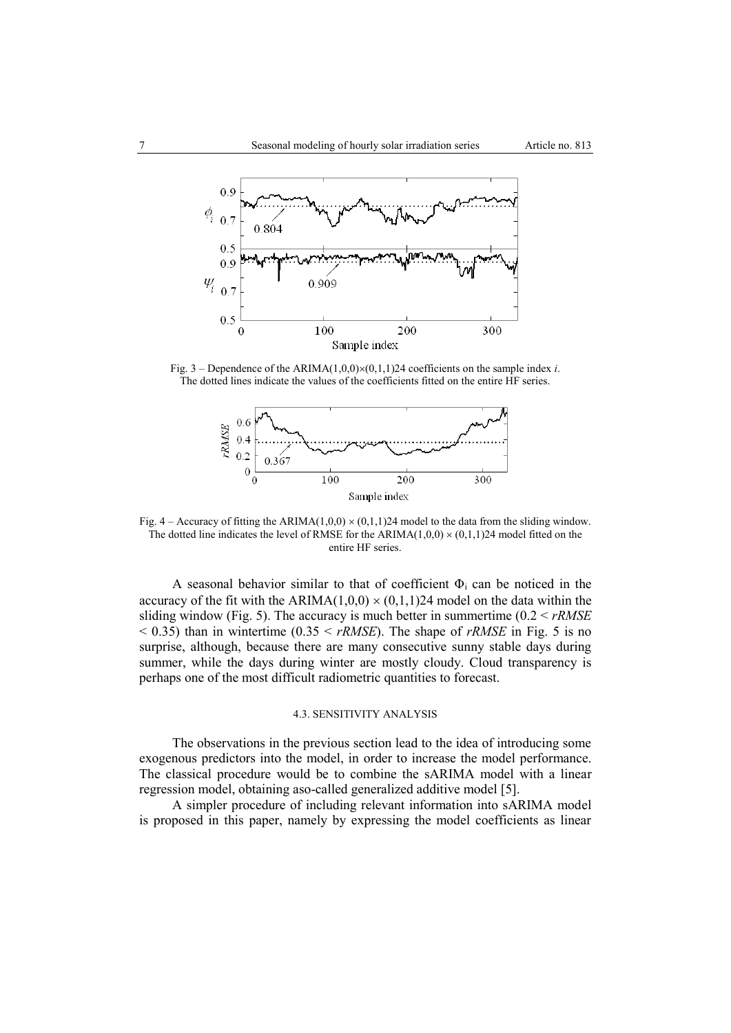0.9
$\phi_i$ 0.7
0.804
0.5
0.9
$\psi_i$ 0.7
0.909
0.5
0 100 200 300
Sample index

Fig. 3 – Dependence of the ARIMA(1,0,0)×(0,1,1)24 coefficients on the sample index *i*. The dotted lines indicate the values of the coefficients fitted on the entire HF series.

0.6
*rRMSE* 0.4
0.2
0.367
0
0 100 200 300
Sample index

Fig. 4 – Accuracy of fitting the ARIMA(1,0,0) × (0,1,1)24 model to the data from the sliding window. The dotted line indicates the level of RMSE for the ARIMA(1,0,0) × (0,1,1)24 model fitted on the entire HF series.

A seasonal behavior similar to that of coefficient $\Phi_i$ can be noticed in the accuracy of the fit with the ARIMA(1,0,0) × (0,1,1)24 model on the data within the sliding window (Fig. 5). The accuracy is much better in summertime ($0.2 < rRMSE < 0.35$) than in wintertime ($0.35 < rRMSE$). The shape of *rRMSE* in Fig. 5 is no surprise, although, because there are many consecutive sunny stable days during summer, while the days during winter are mostly cloudy. Cloud transparency is perhaps one of the most difficult radiometric quantities to forecast.

### 4.3. SENSITIVITY ANALYSIS

The observations in the previous section lead to the idea of introducing some exogenous predictors into the model, in order to increase the model performance. The classical procedure would be to combine the sARIMA model with a linear regression model, obtaining aso-called generalized additive model [5].

A simpler procedure of including relevant information into sARIMA model is proposed in this paper, namely by expressing the model coefficients as linear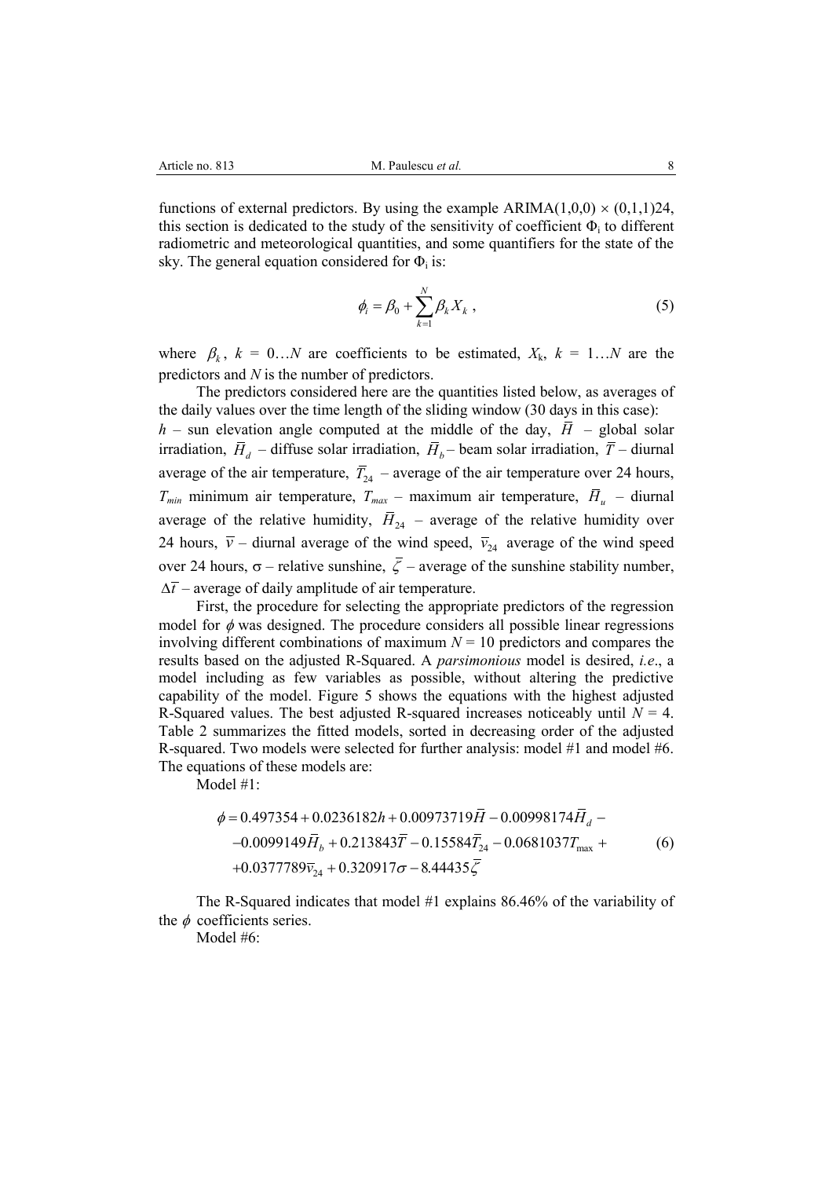functions of external predictors. By using the example ARIMA(1,0,0) × (0,1,1)24, this section is dedicated to the study of the sensitivity of coefficient $\Phi_i$ to different radiometric and meteorological quantities, and some quantifiers for the state of the sky. The general equation considered for $\Phi_i$ is:

$$\phi_i = \beta_0 + \sum_{k=1}^{N} \beta_k X_k \,, \tag{5}$$

where $\beta_k$, $k = 0 \ldots N$ are coefficients to be estimated, $X_k$, $k = 1 \ldots N$ are the predictors and $N$ is the number of predictors.

The predictors considered here are the quantities listed below, as averages of the daily values over the time length of the sliding window (30 days in this case): $h$ – sun elevation angle computed at the middle of the day, $\overline{H}$ – global solar irradiation, $\overline{H}_d$ – diffuse solar irradiation, $\overline{H}_b$ – beam solar irradiation, $\overline{T}$ – diurnal average of the air temperature, $\overline{T}_{24}$ – average of the air temperature over 24 hours, $T_{min}$ minimum air temperature, $T_{max}$ – maximum air temperature, $\overline{H}_u$ – diurnal average of the relative humidity, $\overline{H}_{24}$ – average of the relative humidity over 24 hours, $\overline{v}$ – diurnal average of the wind speed, $\overline{v}_{24}$ average of the wind speed over 24 hours, $\sigma$ – relative sunshine, $\overline{\zeta}$ – average of the sunshine stability number, $\Delta\overline{t}$ – average of daily amplitude of air temperature.

First, the procedure for selecting the appropriate predictors of the regression model for $\phi$ was designed. The procedure considers all possible linear regressions involving different combinations of maximum $N = 10$ predictors and compares the results based on the adjusted R-Squared. A *parsimonious* model is desired, *i.e.*, a model including as few variables as possible, without altering the predictive capability of the model. Figure 5 shows the equations with the highest adjusted R-Squared values. The best adjusted R-squared increases noticeably until $N = 4$. Table 2 summarizes the fitted models, sorted in decreasing order of the adjusted R-squared. Two models were selected for further analysis: model #1 and model #6. The equations of these models are:

Model #1:

$$\begin{aligned} \phi = {} & 0.497354 + 0.0236182h + 0.00973719\overline{H} - 0.00998174\overline{H}_d - \\ & -0.0099149\overline{H}_b + 0.213843\overline{T} - 0.15584\overline{T}_{24} - 0.0681037T_{\max} + \\ & +0.0377789\overline{v}_{24} + 0.320917\sigma - 8.44435\overline{\zeta} \end{aligned} \tag{6}$$

The R-Squared indicates that model #1 explains 86.46% of the variability of the $\phi$ coefficients series.

Model #6: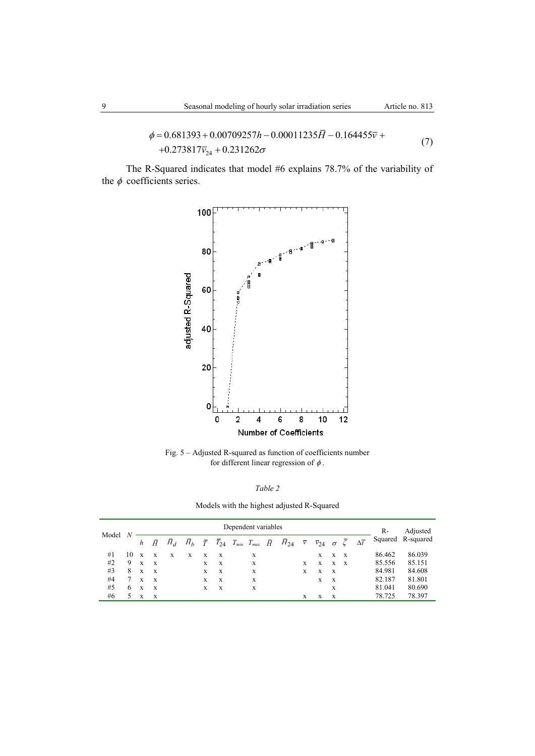$$\phi = 0.681393 + 0.00709257h - 0.00011235\bar{H} - 0.164455\bar{v} + \\ +0.273817\bar{v}_{24} + 0.231262\sigma \tag{7}$$

The R-Squared indicates that model #6 explains 78.7% of the variability of the $\phi$ coefficients series.

adjusted R-Squared

Number of Coefficients

0 2 4 6 8 10 12

0 20 40 60 80 100

Fig. 5 – Adjusted R-squared as function of coefficients number for different linear regression of $\phi$.

*Table 2*

Models with the highest adjusted R-Squared

| Model | $N$ | Dependent variables | | | | | | | | | | | | | | | R-Squared | Adjusted R-squared |
|---|---|---|---|---|---|---|---|---|---|---|---|---|---|---|---|---|---|---|
| | | $h$ | $\bar{H}$ | $\bar{H}_d$ | $\bar{H}_b$ | $\bar{T}$ | $\bar{T}_{24}$ | $T_{min}$ | $T_{max}$ | $\bar{H}$ | $\bar{H}_{24}$ | $\bar{v}$ | $\bar{v}_{24}$ | $\sigma$ | $\bar{\zeta}$ | $\Delta\bar{T}$ | | |
| #1 | 10 | x | x | x | x | x | x | | x | | | | x | x | x | | 86.462 | 86.039 |
| #2 | 9 | x | x | | | x | x | | x | | | x | x | x | x | | 85.556 | 85.151 |
| #3 | 8 | x | x | | | x | x | | x | | | x | x | x | | | 84.981 | 84.608 |
| #4 | 7 | x | x | | | x | x | | x | | | | x | x | | | 82.187 | 81.801 |
| #5 | 6 | x | x | | | x | x | | x | | | | | x | | | 81.041 | 80.690 |
| #6 | 5 | x | x | | | | | | | | | x | x | x | | | 78.725 | 78.397 |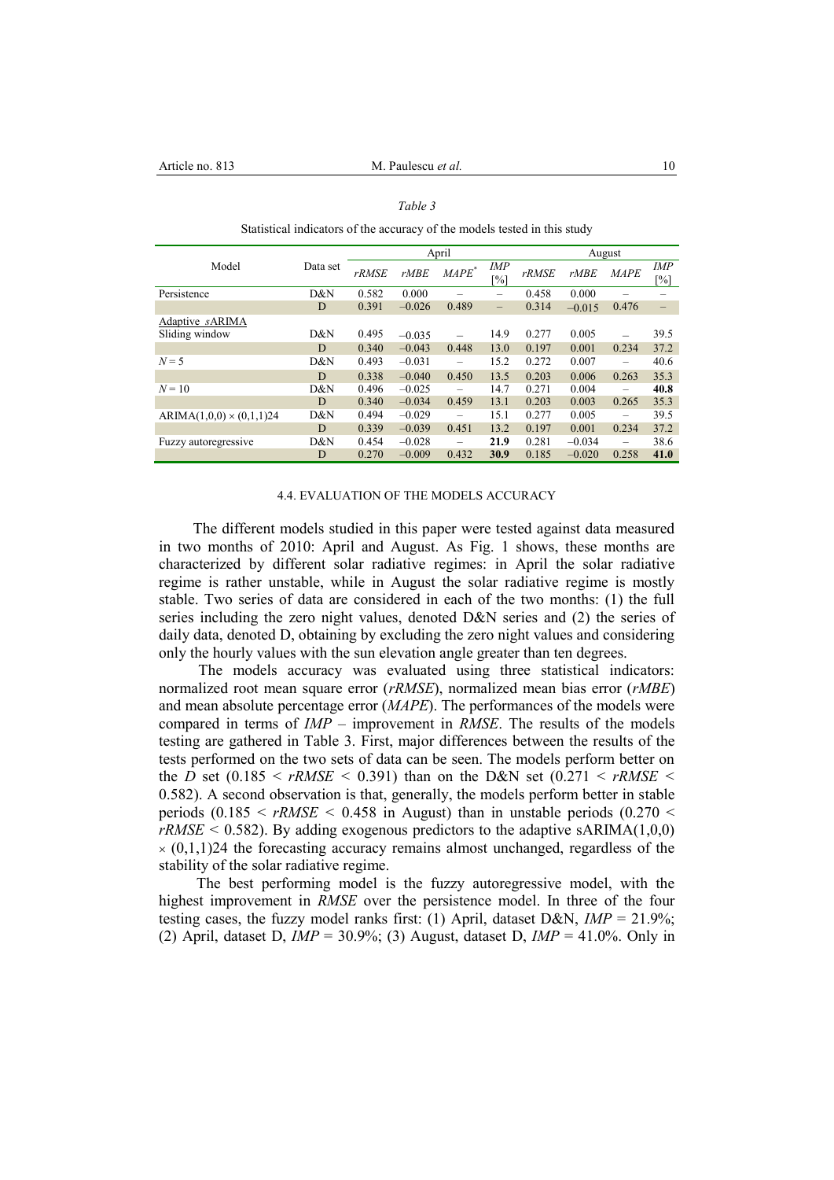*Table 3*

Statistical indicators of the accuracy of the models tested in this study

| Model | Data set | April | | | | August | | | |
|---|---|---|---|---|---|---|---|---|---|
| | | *rRMSE* | *rMBE* | *MAPE*[*] | *IMP* [%] | *rRMSE* | *rMBE* | *MAPE* | *IMP* [%] |
| Persistence | D&N | 0.582 | 0.000 | – | – | 0.458 | 0.000 | – | – |
| | D | 0.391 | −0.026 | 0.489 | – | 0.314 | −0.015 | 0.476 | – |
| Adaptive *s*ARIMA | | | | | | | | | |
| Sliding window | D&N | 0.495 | −0.035 | – | 14.9 | 0.277 | 0.005 | – | 39.5 |
| | D | 0.340 | −0.043 | 0.448 | 13.0 | 0.197 | 0.001 | 0.234 | 37.2 |
| $N = 5$ | D&N | 0.493 | −0.031 | – | 15.2 | 0.272 | 0.007 | – | 40.6 |
| | D | 0.338 | −0.040 | 0.450 | 13.5 | 0.203 | 0.006 | 0.263 | 35.3 |
| $N = 10$ | D&N | 0.496 | −0.025 | – | 14.7 | 0.271 | 0.004 | – | **40.8** |
| | D | 0.340 | −0.034 | 0.459 | 13.1 | 0.203 | 0.003 | 0.265 | 35.3 |
| ARIMA(1,0,0) × (0,1,1)24 | D&N | 0.494 | −0.029 | – | 15.1 | 0.277 | 0.005 | – | 39.5 |
| | D | 0.339 | −0.039 | 0.451 | 13.2 | 0.197 | 0.001 | 0.234 | 37.2 |
| Fuzzy autoregressive | D&N | 0.454 | −0.028 | – | **21.9** | 0.281 | −0.034 | – | 38.6 |
| | D | 0.270 | −0.009 | 0.432 | **30.9** | 0.185 | −0.020 | 0.258 | **41.0** |

### 4.4. EVALUATION OF THE MODELS ACCURACY

The different models studied in this paper were tested against data measured in two months of 2010: April and August. As Fig. 1 shows, these months are characterized by different solar radiative regimes: in April the solar radiative regime is rather unstable, while in August the solar radiative regime is mostly stable. Two series of data are considered in each of the two months: (1) the full series including the zero night values, denoted D&N series and (2) the series of daily data, denoted D, obtaining by excluding the zero night values and considering only the hourly values with the sun elevation angle greater than ten degrees.

The models accuracy was evaluated using three statistical indicators: normalized root mean square error (*rRMSE*), normalized mean bias error (*rMBE*) and mean absolute percentage error (*MAPE*). The performances of the models were compared in terms of *IMP* – improvement in *RMSE*. The results of the models testing are gathered in Table 3. First, major differences between the results of the tests performed on the two sets of data can be seen. The models perform better on the *D* set ($0.185 < rRMSE < 0.391$) than on the D&N set ($0.271 < rRMSE < 0.582$). A second observation is that, generally, the models perform better in stable periods ($0.185 < rRMSE < 0.458$ in August) than in unstable periods ($0.270 < rRMSE < 0.582$). By adding exogenous predictors to the adaptive sARIMA(1,0,0) × (0,1,1)24 the forecasting accuracy remains almost unchanged, regardless of the stability of the solar radiative regime.

The best performing model is the fuzzy autoregressive model, with the highest improvement in *RMSE* over the persistence model. In three of the four testing cases, the fuzzy model ranks first: (1) April, dataset D&N, *IMP* = 21.9%; (2) April, dataset D, *IMP* = 30.9%; (3) August, dataset D, *IMP* = 41.0%. Only in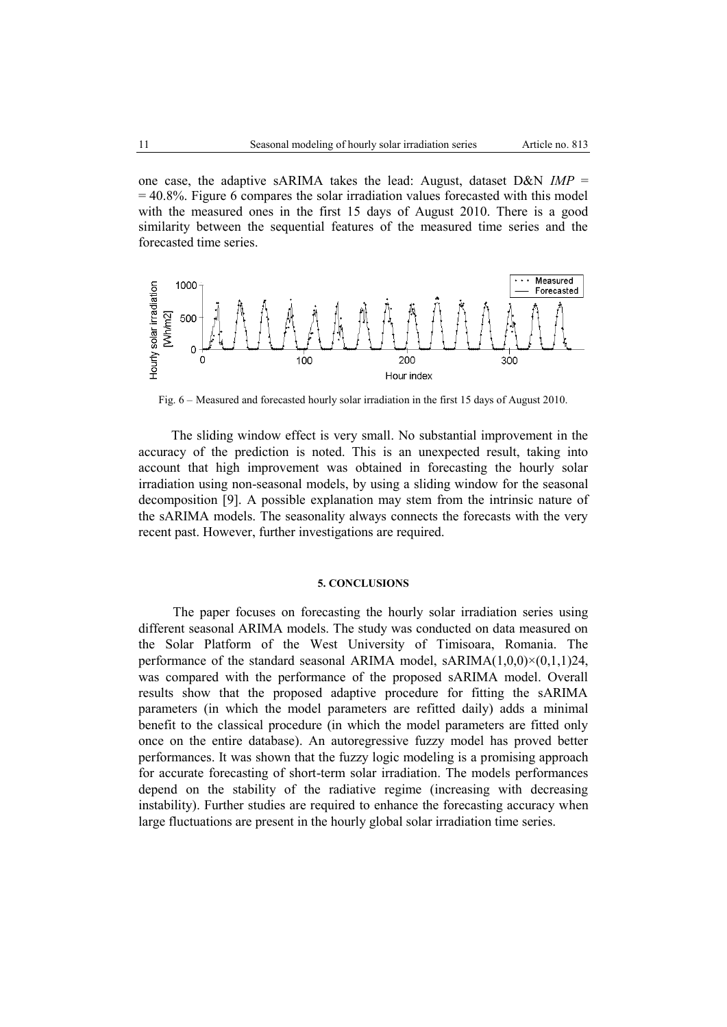one case, the adaptive sARIMA takes the lead: August, dataset D&N *IMP* = = 40.8%. Figure 6 compares the solar irradiation values forecasted with this model with the measured ones in the first 15 days of August 2010. There is a good similarity between the sequential features of the measured time series and the forecasted time series.

Hourly solar irradiation [Wh/m2]
1000
500
0
0
100
200
300
Hour index
Measured
Forecasted

Fig. 6 – Measured and forecasted hourly solar irradiation in the first 15 days of August 2010.

The sliding window effect is very small. No substantial improvement in the accuracy of the prediction is noted. This is an unexpected result, taking into account that high improvement was obtained in forecasting the hourly solar irradiation using non-seasonal models, by using a sliding window for the seasonal decomposition [9]. A possible explanation may stem from the intrinsic nature of the sARIMA models. The seasonality always connects the forecasts with the very recent past. However, further investigations are required.

## 5. CONCLUSIONS

The paper focuses on forecasting the hourly solar irradiation series using different seasonal ARIMA models. The study was conducted on data measured on the Solar Platform of the West University of Timisoara, Romania. The performance of the standard seasonal ARIMA model, sARIMA$(1,0,0)\times(0,1,1)24$, was compared with the performance of the proposed sARIMA model. Overall results show that the proposed adaptive procedure for fitting the sARIMA parameters (in which the model parameters are refitted daily) adds a minimal benefit to the classical procedure (in which the model parameters are fitted only once on the entire database). An autoregressive fuzzy model has proved better performances. It was shown that the fuzzy logic modeling is a promising approach for accurate forecasting of short-term solar irradiation. The models performances depend on the stability of the radiative regime (increasing with decreasing instability). Further studies are required to enhance the forecasting accuracy when large fluctuations are present in the hourly global solar irradiation time series.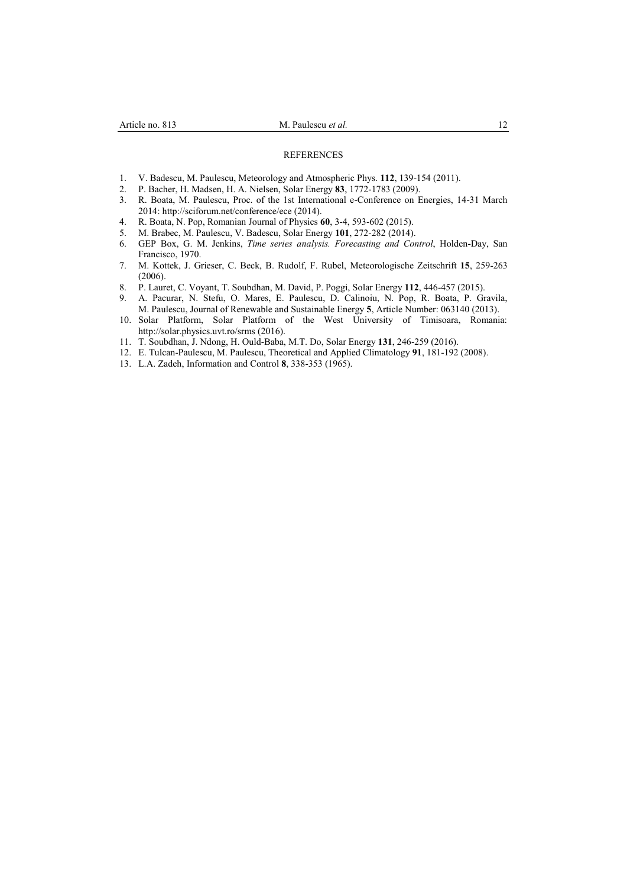## REFERENCES

1. V. Badescu, M. Paulescu, Meteorology and Atmospheric Phys. **112**, 139-154 (2011).
2. P. Bacher, H. Madsen, H. A. Nielsen, Solar Energy **83**, 1772-1783 (2009).
3. R. Boata, M. Paulescu, Proc. of the 1st International e-Conference on Energies, 14-31 March 2014: http://sciforum.net/conference/ece (2014).
4. R. Boata, N. Pop, Romanian Journal of Physics **60**, 3-4, 593-602 (2015).
5. M. Brabec, M. Paulescu, V. Badescu, Solar Energy **101**, 272-282 (2014).
6. GEP Box, G. M. Jenkins, *Time series analysis. Forecasting and Control*, Holden-Day, San Francisco, 1970.
7. M. Kottek, J. Grieser, C. Beck, B. Rudolf, F. Rubel, Meteorologische Zeitschrift **15**, 259-263 (2006).
8. P. Lauret, C. Voyant, T. Soubdhan, M. David, P. Poggi, Solar Energy **112**, 446-457 (2015).
9. A. Pacurar, N. Stefu, O. Mares, E. Paulescu, D. Calinoiu, N. Pop, R. Boata, P. Gravila, M. Paulescu, Journal of Renewable and Sustainable Energy **5**, Article Number: 063140 (2013).
10. Solar Platform, Solar Platform of the West University of Timisoara, Romania: http://solar.physics.uvt.ro/srms (2016).
11. T. Soubdhan, J. Ndong, H. Ould-Baba, M.T. Do, Solar Energy **131**, 246-259 (2016).
12. E. Tulcan-Paulescu, M. Paulescu, Theoretical and Applied Climatology **91**, 181-192 (2008).
13. L.A. Zadeh, Information and Control **8**, 338-353 (1965).